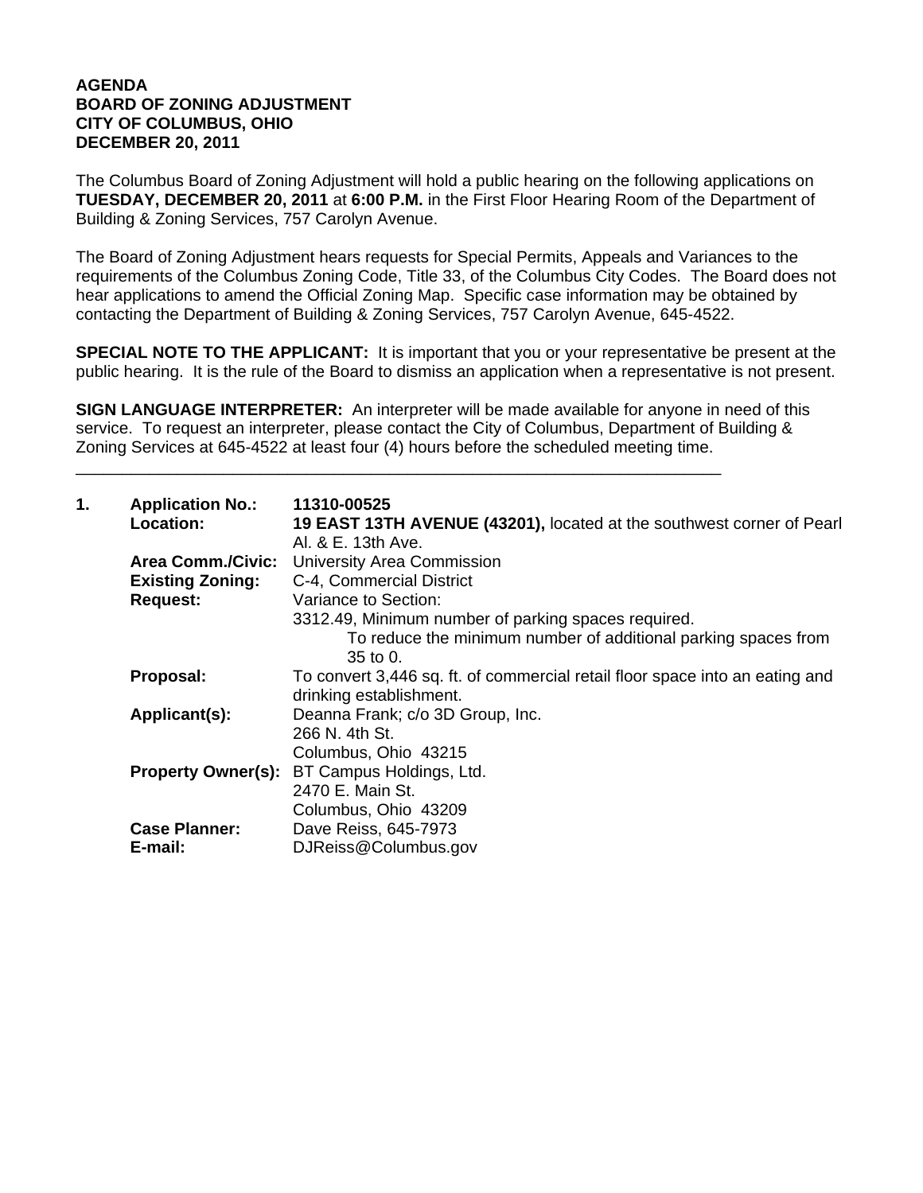**AGENDA**
**BOARD OF ZONING ADJUSTMENT**
**CITY OF COLUMBUS, OHIO**
**DECEMBER 20, 2011**

The Columbus Board of Zoning Adjustment will hold a public hearing on the following applications on **TUESDAY, DECEMBER 20, 2011** at **6:00 P.M.** in the First Floor Hearing Room of the Department of Building & Zoning Services, 757 Carolyn Avenue.

The Board of Zoning Adjustment hears requests for Special Permits, Appeals and Variances to the requirements of the Columbus Zoning Code, Title 33, of the Columbus City Codes. The Board does not hear applications to amend the Official Zoning Map. Specific case information may be obtained by contacting the Department of Building & Zoning Services, 757 Carolyn Avenue, 645-4522.

**SPECIAL NOTE TO THE APPLICANT:** It is important that you or your representative be present at the public hearing. It is the rule of the Board to dismiss an application when a representative is not present.

**SIGN LANGUAGE INTERPRETER:** An interpreter will be made available for anyone in need of this service. To request an interpreter, please contact the City of Columbus, Department of Building & Zoning Services at 645-4522 at least four (4) hours before the scheduled meeting time.

---

**1.**

**Application No.:** **11310-00525**
**Location:** **19 EAST 13TH AVENUE (43201),** located at the southwest corner of Pearl Al. & E. 13th Ave.
**Area Comm./Civic:** University Area Commission
**Existing Zoning:** C-4, Commercial District
**Request:** Variance to Section:
3312.49, Minimum number of parking spaces required.
To reduce the minimum number of additional parking spaces from 35 to 0.
**Proposal:** To convert 3,446 sq. ft. of commercial retail floor space into an eating and drinking establishment.
**Applicant(s):** Deanna Frank; c/o 3D Group, Inc.
266 N. 4th St.
Columbus, Ohio 43215
**Property Owner(s):** BT Campus Holdings, Ltd.
2470 E. Main St.
Columbus, Ohio 43209
**Case Planner:** Dave Reiss, 645-7973
**E-mail:** DJReiss@Columbus.gov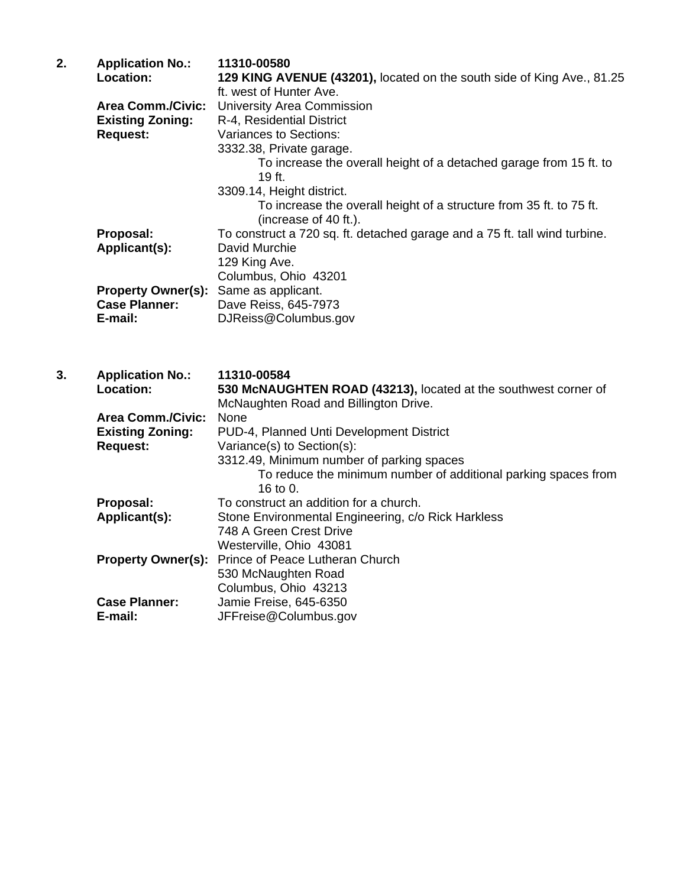**2.** **Application No.:** **11310-00580**

**Location:** **129 KING AVENUE (43201),** located on the south side of King Ave., 81.25 ft. west of Hunter Ave.

**Area Comm./Civic:** University Area Commission

**Existing Zoning:** R-4, Residential District

**Request:** Variances to Sections:

3332.38, Private garage.

To increase the overall height of a detached garage from 15 ft. to 19 ft.

3309.14, Height district.

To increase the overall height of a structure from 35 ft. to 75 ft. (increase of 40 ft.).

**Proposal:** To construct a 720 sq. ft. detached garage and a 75 ft. tall wind turbine.

**Applicant(s):** David Murchie
129 King Ave.
Columbus, Ohio 43201

**Property Owner(s):** Same as applicant.

**Case Planner:** Dave Reiss, 645-7973

**E-mail:** DJReiss@Columbus.gov

**3.** **Application No.:** **11310-00584**

**Location:** **530 McNAUGHTEN ROAD (43213),** located at the southwest corner of McNaughten Road and Billington Drive.

**Area Comm./Civic:** None

**Existing Zoning:** PUD-4, Planned Unti Development District

**Request:** Variance(s) to Section(s):

3312.49, Minimum number of parking spaces

To reduce the minimum number of additional parking spaces from 16 to 0.

**Proposal:** To construct an addition for a church.

**Applicant(s):** Stone Environmental Engineering, c/o Rick Harkless
748 A Green Crest Drive
Westerville, Ohio 43081

**Property Owner(s):** Prince of Peace Lutheran Church
530 McNaughten Road
Columbus, Ohio 43213

**Case Planner:** Jamie Freise, 645-6350

**E-mail:** JFFreise@Columbus.gov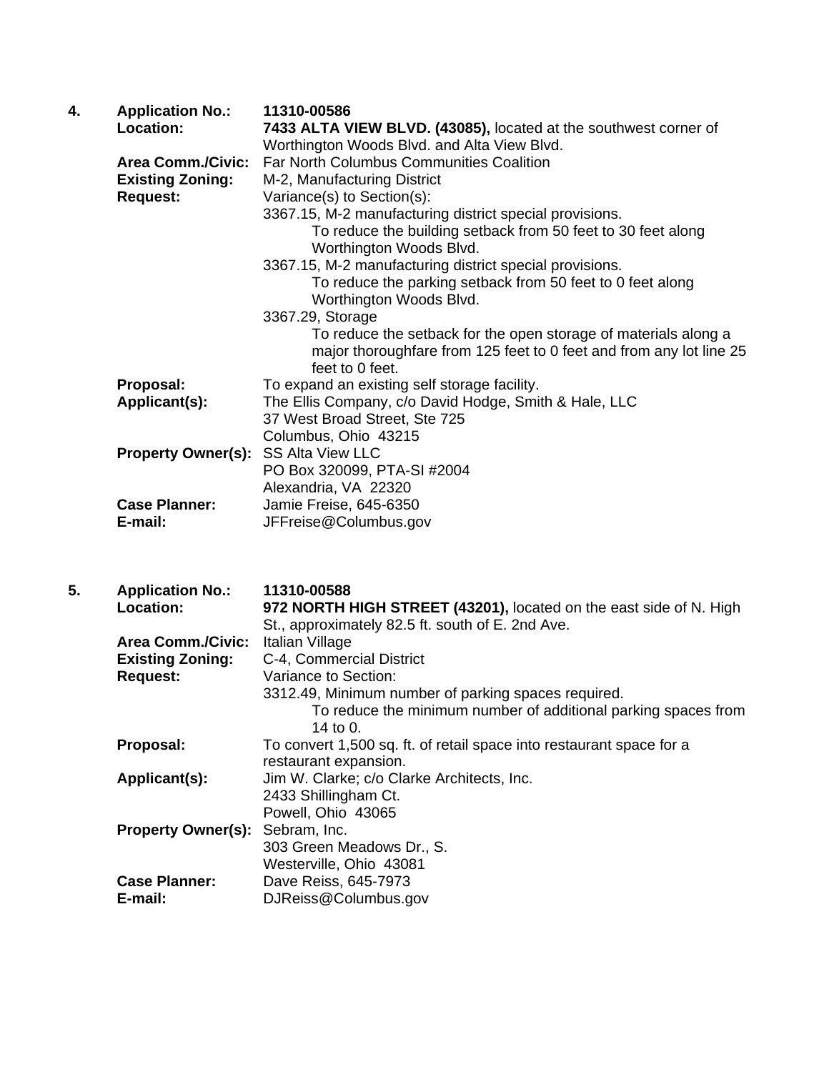**4. Application No.:** **11310-00586**

**Location:** **7433 ALTA VIEW BLVD. (43085),** located at the southwest corner of Worthington Woods Blvd. and Alta View Blvd.

**Area Comm./Civic:** Far North Columbus Communities Coalition

**Existing Zoning:** M-2, Manufacturing District

**Request:** Variance(s) to Section(s):

3367.15, M-2 manufacturing district special provisions.
To reduce the building setback from 50 feet to 30 feet along Worthington Woods Blvd.

3367.15, M-2 manufacturing district special provisions.
To reduce the parking setback from 50 feet to 0 feet along Worthington Woods Blvd.

3367.29, Storage
To reduce the setback for the open storage of materials along a major thoroughfare from 125 feet to 0 feet and from any lot line 25 feet to 0 feet.

**Proposal:** To expand an existing self storage facility.

**Applicant(s):** The Ellis Company, c/o David Hodge, Smith & Hale, LLC
37 West Broad Street, Ste 725
Columbus, Ohio 43215

**Property Owner(s):** SS Alta View LLC
PO Box 320099, PTA-SI #2004
Alexandria, VA 22320

**Case Planner:** Jamie Freise, 645-6350

**E-mail:** JFFreise@Columbus.gov

**5. Application No.:** **11310-00588**

**Location:** **972 NORTH HIGH STREET (43201),** located on the east side of N. High St., approximately 82.5 ft. south of E. 2nd Ave.

**Area Comm./Civic:** Italian Village

**Existing Zoning:** C-4, Commercial District

**Request:** Variance to Section:

3312.49, Minimum number of parking spaces required.
To reduce the minimum number of additional parking spaces from 14 to 0.

**Proposal:** To convert 1,500 sq. ft. of retail space into restaurant space for a restaurant expansion.

**Applicant(s):** Jim W. Clarke; c/o Clarke Architects, Inc.
2433 Shillingham Ct.
Powell, Ohio 43065

**Property Owner(s):** Sebram, Inc.
303 Green Meadows Dr., S.
Westerville, Ohio 43081

**Case Planner:** Dave Reiss, 645-7973

**E-mail:** DJReiss@Columbus.gov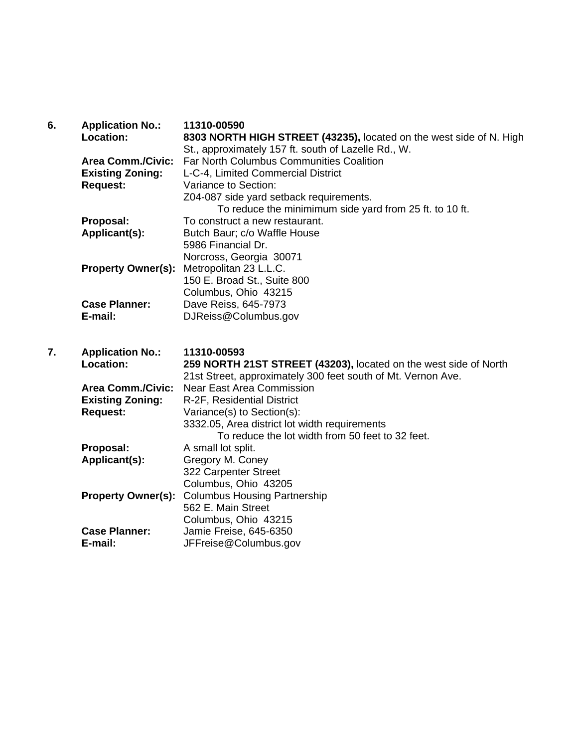**6. Application No.:** **11310-00590**

**Location:** **8303 NORTH HIGH STREET (43235),** located on the west side of N. High St., approximately 157 ft. south of Lazelle Rd., W.

**Area Comm./Civic:** Far North Columbus Communities Coalition

**Existing Zoning:** L-C-4, Limited Commercial District

**Request:** Variance to Section:
Z04-087 side yard setback requirements.
To reduce the minimimum side yard from 25 ft. to 10 ft.

**Proposal:** To construct a new restaurant.

**Applicant(s):** Butch Baur; c/o Waffle House
5986 Financial Dr.
Norcross, Georgia 30071

**Property Owner(s):** Metropolitan 23 L.L.C.
150 E. Broad St., Suite 800
Columbus, Ohio 43215

**Case Planner:** Dave Reiss, 645-7973

**E-mail:** DJReiss@Columbus.gov

**7. Application No.:** **11310-00593**

**Location:** **259 NORTH 21ST STREET (43203),** located on the west side of North 21st Street, approximately 300 feet south of Mt. Vernon Ave.

**Area Comm./Civic:** Near East Area Commission

**Existing Zoning:** R-2F, Residential District

**Request:** Variance(s) to Section(s):
3332.05, Area district lot width requirements
To reduce the lot width from 50 feet to 32 feet.

**Proposal:** A small lot split.

**Applicant(s):** Gregory M. Coney
322 Carpenter Street
Columbus, Ohio 43205

**Property Owner(s):** Columbus Housing Partnership
562 E. Main Street
Columbus, Ohio 43215

**Case Planner:** Jamie Freise, 645-6350

**E-mail:** JFFreise@Columbus.gov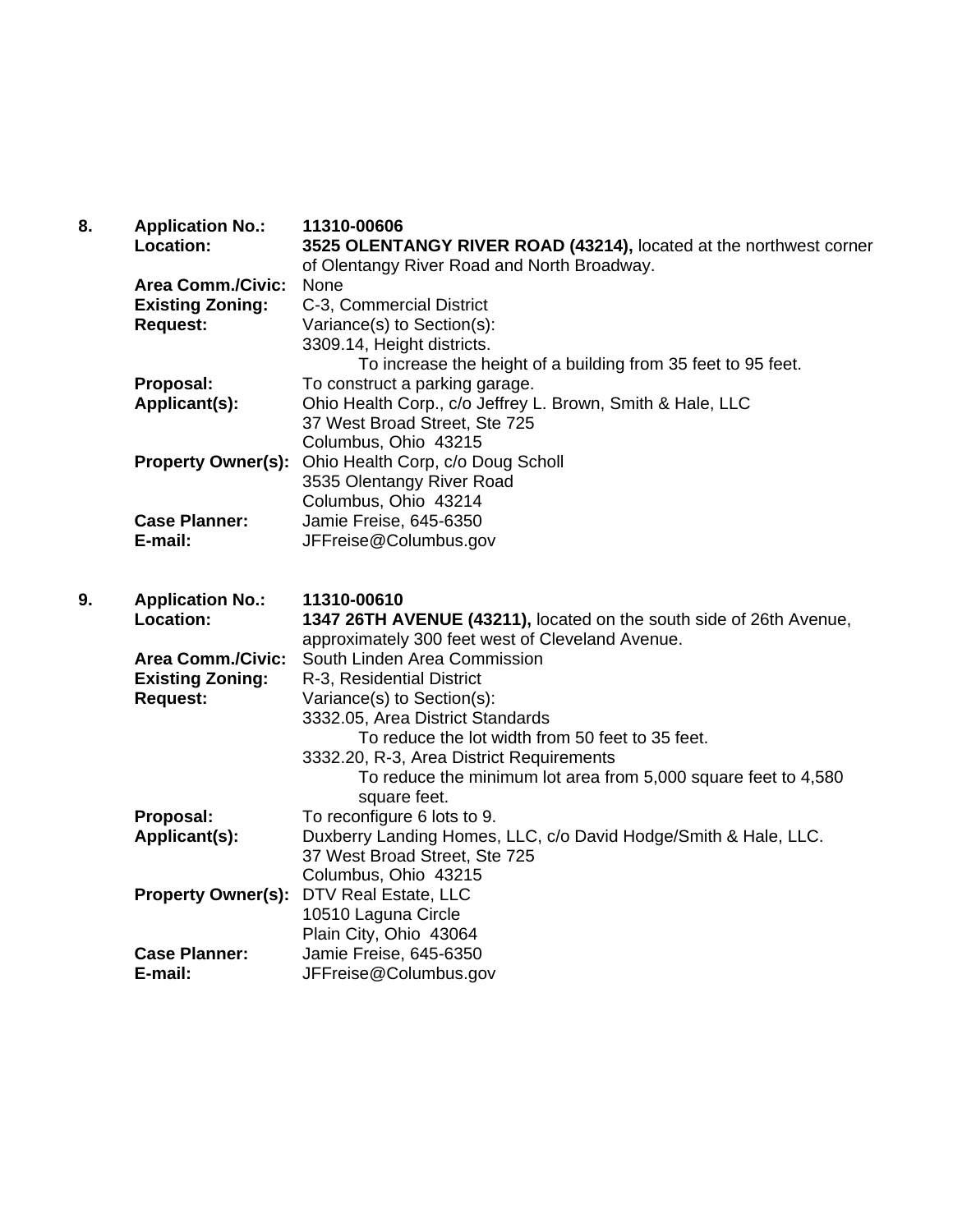**8.** **Application No.:** **11310-00606**

**Location:** **3525 OLENTANGY RIVER ROAD (43214),** located at the northwest corner of Olentangy River Road and North Broadway.

**Area Comm./Civic:** None

**Existing Zoning:** C-3, Commercial District

**Request:** Variance(s) to Section(s):
3309.14, Height districts.
To increase the height of a building from 35 feet to 95 feet.

**Proposal:** To construct a parking garage.

**Applicant(s):** Ohio Health Corp., c/o Jeffrey L. Brown, Smith & Hale, LLC
37 West Broad Street, Ste 725
Columbus, Ohio 43215

**Property Owner(s):** Ohio Health Corp, c/o Doug Scholl
3535 Olentangy River Road
Columbus, Ohio 43214

**Case Planner:** Jamie Freise, 645-6350

**E-mail:** JFFreise@Columbus.gov

**9.** **Application No.:** **11310-00610**

**Location:** **1347 26TH AVENUE (43211),** located on the south side of 26th Avenue, approximately 300 feet west of Cleveland Avenue.

**Area Comm./Civic:** South Linden Area Commission

**Existing Zoning:** R-3, Residential District

**Request:** Variance(s) to Section(s):
3332.05, Area District Standards
To reduce the lot width from 50 feet to 35 feet.
3332.20, R-3, Area District Requirements
To reduce the minimum lot area from 5,000 square feet to 4,580 square feet.

**Proposal:** To reconfigure 6 lots to 9.

**Applicant(s):** Duxberry Landing Homes, LLC, c/o David Hodge/Smith & Hale, LLC.
37 West Broad Street, Ste 725
Columbus, Ohio 43215

**Property Owner(s):** DTV Real Estate, LLC
10510 Laguna Circle
Plain City, Ohio 43064

**Case Planner:** Jamie Freise, 645-6350

**E-mail:** JFFreise@Columbus.gov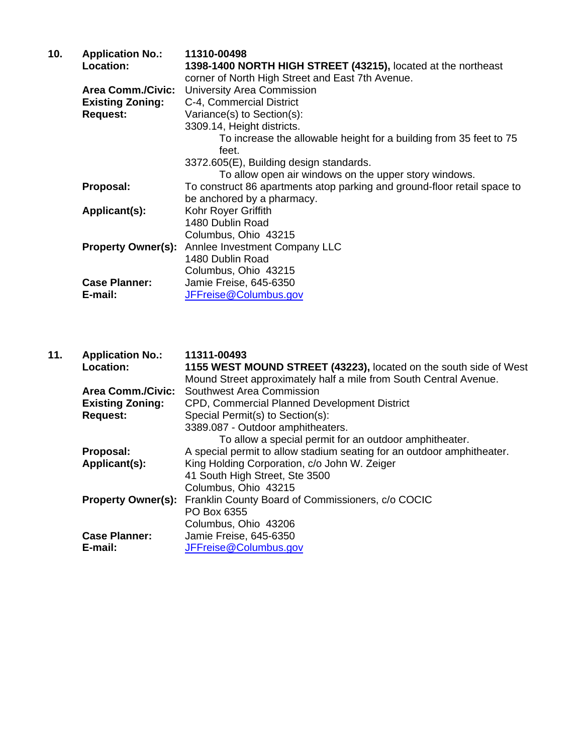**10.** **Application No.:** **11310-00498**

**Location:** **1398-1400 NORTH HIGH STREET (43215),** located at the northeast corner of North High Street and East 7th Avenue.

**Area Comm./Civic:** University Area Commission

**Existing Zoning:** C-4, Commercial District

**Request:** Variance(s) to Section(s):

3309.14, Height districts.

To increase the allowable height for a building from 35 feet to 75 feet.

3372.605(E), Building design standards.

To allow open air windows on the upper story windows.

**Proposal:** To construct 86 apartments atop parking and ground-floor retail space to be anchored by a pharmacy.

**Applicant(s):** Kohr Royer Griffith
1480 Dublin Road
Columbus, Ohio 43215

**Property Owner(s):** Annlee Investment Company LLC
1480 Dublin Road
Columbus, Ohio 43215

**Case Planner:** Jamie Freise, 645-6350

**E-mail:** JFFreise@Columbus.gov

**11.** **Application No.:** **11311-00493**

**Location:** **1155 WEST MOUND STREET (43223),** located on the south side of West Mound Street approximately half a mile from South Central Avenue.

**Area Comm./Civic:** Southwest Area Commission

**Existing Zoning:** CPD, Commercial Planned Development District

**Request:** Special Permit(s) to Section(s):

3389.087 - Outdoor amphitheaters.

To allow a special permit for an outdoor amphitheater.

**Proposal:** A special permit to allow stadium seating for an outdoor amphitheater.

**Applicant(s):** King Holding Corporation, c/o John W. Zeiger
41 South High Street, Ste 3500
Columbus, Ohio 43215

**Property Owner(s):** Franklin County Board of Commissioners, c/o COCIC
PO Box 6355
Columbus, Ohio 43206

**Case Planner:** Jamie Freise, 645-6350

**E-mail:** JFFreise@Columbus.gov